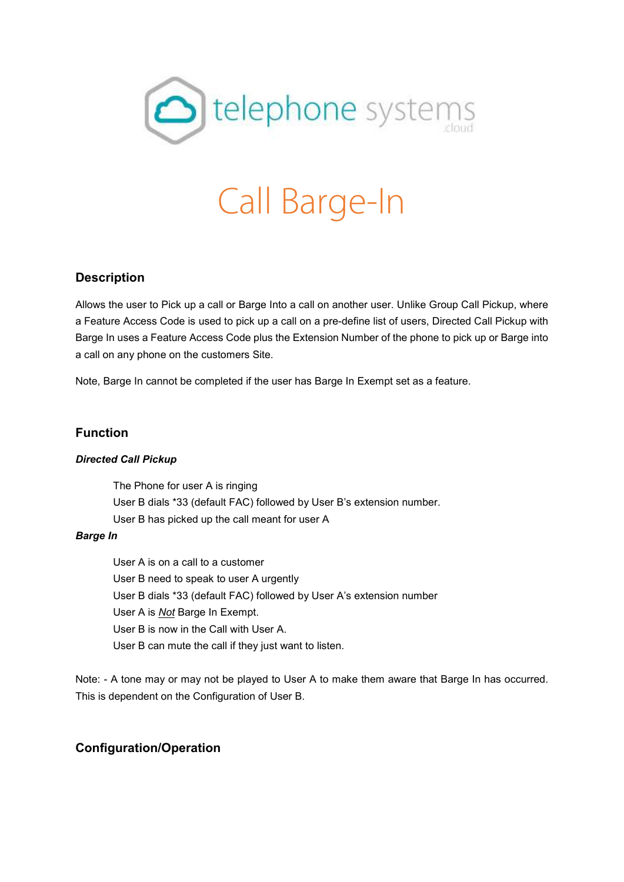# Call Barge-In

## Description

Allows the user to Pick up a call or Barge Into a call on another user. Unlike Group Call Pickup, where a Feature Access Code is used to pick up a call on a pre-define list of users, Directed Call Pickup with Barge In uses a Feature Access Code plus the Extension Number of the phone to pick up or Barge into a call on any phone on the customers Site.

Note, Barge In cannot be completed if the user has Barge In Exempt set as a feature.

## Function

***Directed Call Pickup***

The Phone for user A is ringing
User B dials *33 (default FAC) followed by User B's extension number.
User B has picked up the call meant for user A

***Barge In***

User A is on a call to a customer
User B need to speak to user A urgently
User B dials *33 (default FAC) followed by User A's extension number
User A is <u>*Not*</u> Barge In Exempt.
User B is now in the Call with User A.
User B can mute the call if they just want to listen.

Note: - A tone may or may not be played to User A to make them aware that Barge In has occurred. This is dependent on the Configuration of User B.

## Configuration/Operation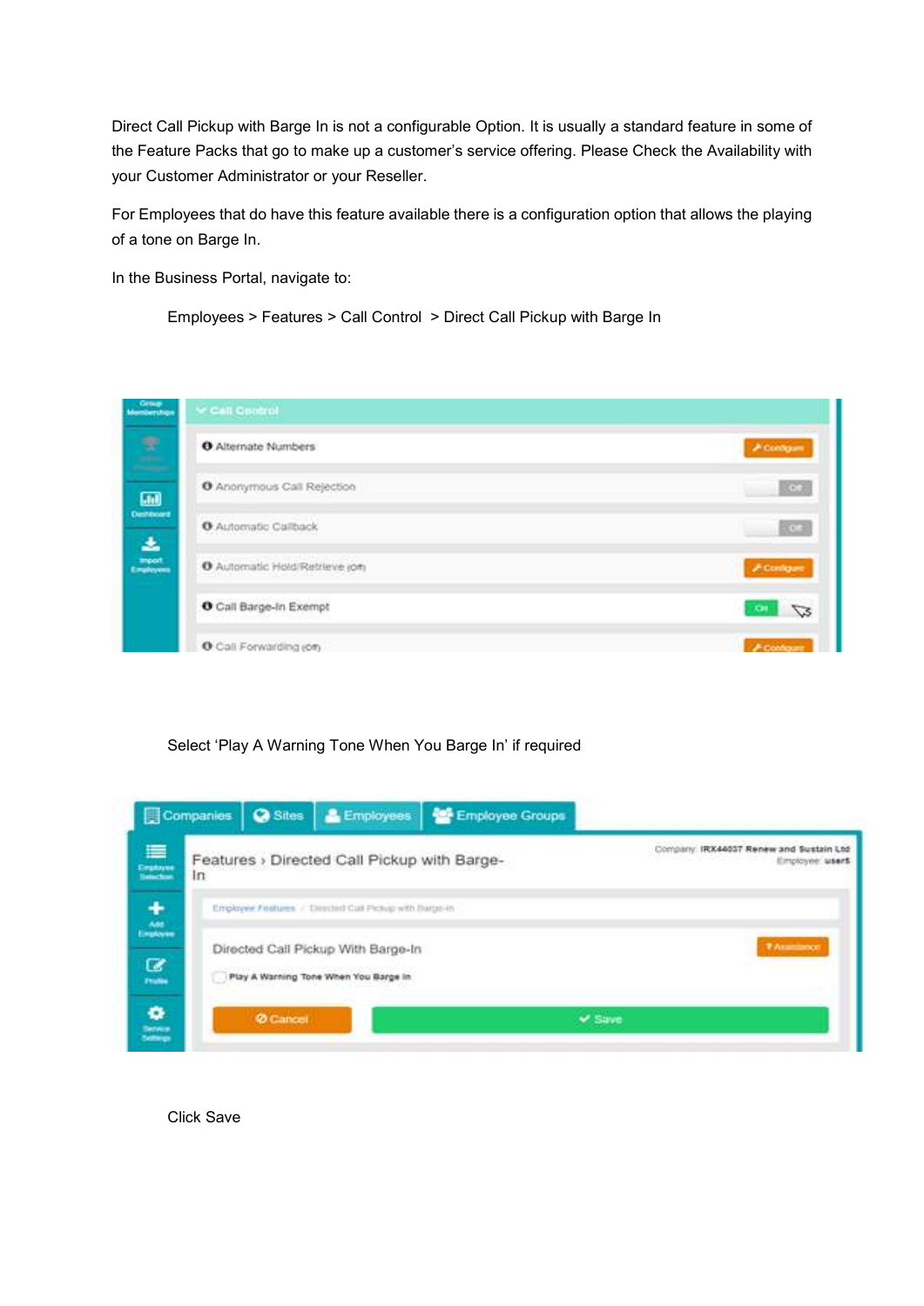Direct Call Pickup with Barge In is not a configurable Option. It is usually a standard feature in some of the Feature Packs that go to make up a customer's service offering. Please Check the Availability with your Customer Administrator or your Reseller.

For Employees that do have this feature available there is a configuration option that allows the playing of a tone on Barge In.

In the Business Portal, navigate to:

Employees > Features > Call Control > Direct Call Pickup with Barge In

Select 'Play A Warning Tone When You Barge In' if required

Click Save